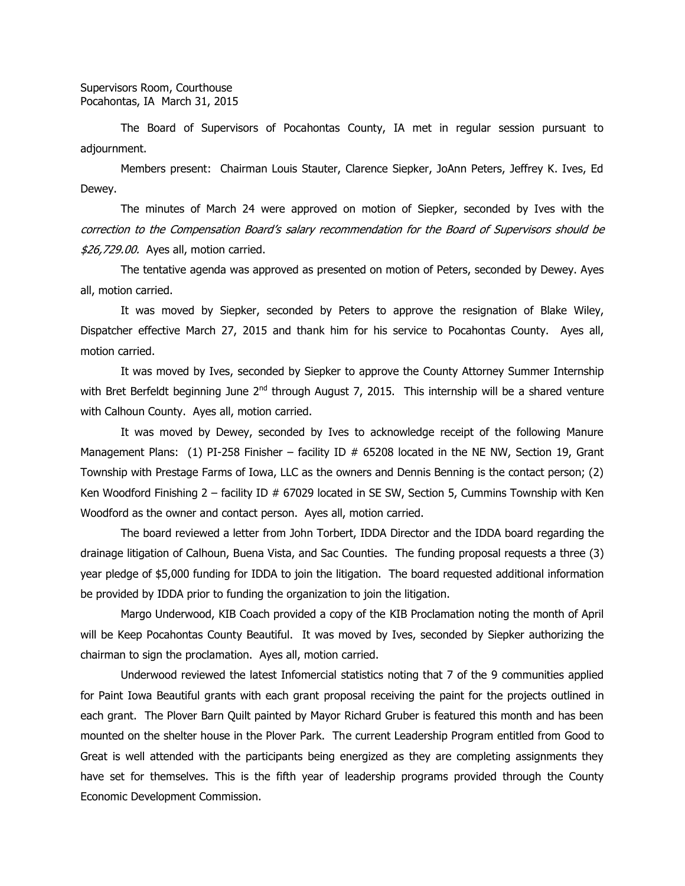Supervisors Room, Courthouse
Pocahontas, IA March 31, 2015

The Board of Supervisors of Pocahontas County, IA met in regular session pursuant to adjournment.

Members present: Chairman Louis Stauter, Clarence Siepker, JoAnn Peters, Jeffrey K. Ives, Ed Dewey.

The minutes of March 24 were approved on motion of Siepker, seconded by Ives with the *correction to the Compensation Board's salary recommendation for the Board of Supervisors should be $26,729.00.* Ayes all, motion carried.

The tentative agenda was approved as presented on motion of Peters, seconded by Dewey. Ayes all, motion carried.

It was moved by Siepker, seconded by Peters to approve the resignation of Blake Wiley, Dispatcher effective March 27, 2015 and thank him for his service to Pocahontas County. Ayes all, motion carried.

It was moved by Ives, seconded by Siepker to approve the County Attorney Summer Internship with Bret Berfeldt beginning June 2nd through August 7, 2015. This internship will be a shared venture with Calhoun County. Ayes all, motion carried.

It was moved by Dewey, seconded by Ives to acknowledge receipt of the following Manure Management Plans: (1) PI-258 Finisher – facility ID # 65208 located in the NE NW, Section 19, Grant Township with Prestage Farms of Iowa, LLC as the owners and Dennis Benning is the contact person; (2) Ken Woodford Finishing 2 – facility ID # 67029 located in SE SW, Section 5, Cummins Township with Ken Woodford as the owner and contact person. Ayes all, motion carried.

The board reviewed a letter from John Torbert, IDDA Director and the IDDA board regarding the drainage litigation of Calhoun, Buena Vista, and Sac Counties. The funding proposal requests a three (3) year pledge of $5,000 funding for IDDA to join the litigation. The board requested additional information be provided by IDDA prior to funding the organization to join the litigation.

Margo Underwood, KIB Coach provided a copy of the KIB Proclamation noting the month of April will be Keep Pocahontas County Beautiful. It was moved by Ives, seconded by Siepker authorizing the chairman to sign the proclamation. Ayes all, motion carried.

Underwood reviewed the latest Infomercial statistics noting that 7 of the 9 communities applied for Paint Iowa Beautiful grants with each grant proposal receiving the paint for the projects outlined in each grant. The Plover Barn Quilt painted by Mayor Richard Gruber is featured this month and has been mounted on the shelter house in the Plover Park. The current Leadership Program entitled from Good to Great is well attended with the participants being energized as they are completing assignments they have set for themselves. This is the fifth year of leadership programs provided through the County Economic Development Commission.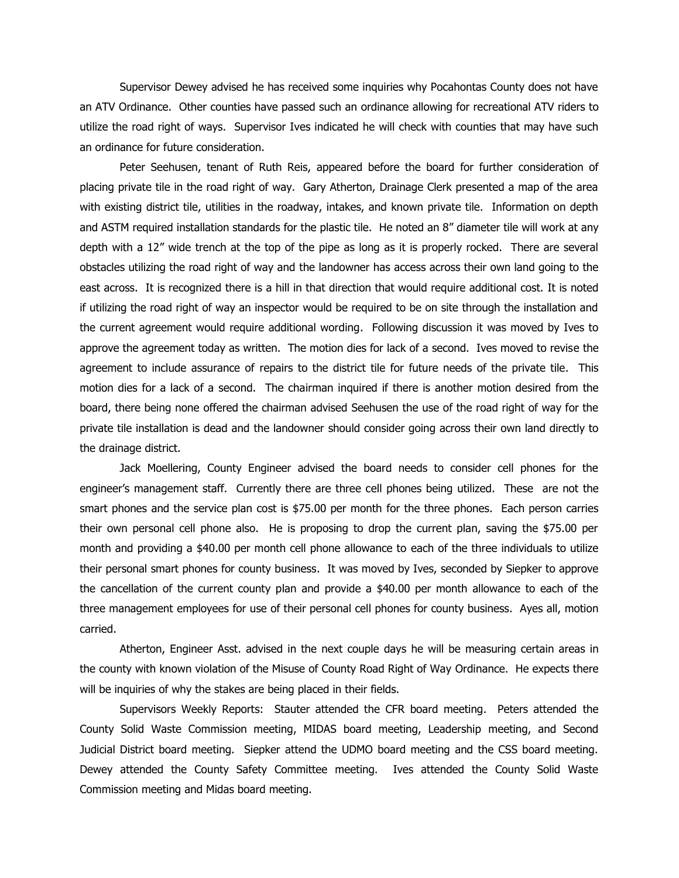Supervisor Dewey advised he has received some inquiries why Pocahontas County does not have an ATV Ordinance. Other counties have passed such an ordinance allowing for recreational ATV riders to utilize the road right of ways. Supervisor Ives indicated he will check with counties that may have such an ordinance for future consideration.

Peter Seehusen, tenant of Ruth Reis, appeared before the board for further consideration of placing private tile in the road right of way. Gary Atherton, Drainage Clerk presented a map of the area with existing district tile, utilities in the roadway, intakes, and known private tile. Information on depth and ASTM required installation standards for the plastic tile. He noted an 8" diameter tile will work at any depth with a 12" wide trench at the top of the pipe as long as it is properly rocked. There are several obstacles utilizing the road right of way and the landowner has access across their own land going to the east across. It is recognized there is a hill in that direction that would require additional cost. It is noted if utilizing the road right of way an inspector would be required to be on site through the installation and the current agreement would require additional wording. Following discussion it was moved by Ives to approve the agreement today as written. The motion dies for lack of a second. Ives moved to revise the agreement to include assurance of repairs to the district tile for future needs of the private tile. This motion dies for a lack of a second. The chairman inquired if there is another motion desired from the board, there being none offered the chairman advised Seehusen the use of the road right of way for the private tile installation is dead and the landowner should consider going across their own land directly to the drainage district.

Jack Moellering, County Engineer advised the board needs to consider cell phones for the engineer's management staff. Currently there are three cell phones being utilized. These are not the smart phones and the service plan cost is $75.00 per month for the three phones. Each person carries their own personal cell phone also. He is proposing to drop the current plan, saving the $75.00 per month and providing a $40.00 per month cell phone allowance to each of the three individuals to utilize their personal smart phones for county business. It was moved by Ives, seconded by Siepker to approve the cancellation of the current county plan and provide a $40.00 per month allowance to each of the three management employees for use of their personal cell phones for county business. Ayes all, motion carried.

Atherton, Engineer Asst. advised in the next couple days he will be measuring certain areas in the county with known violation of the Misuse of County Road Right of Way Ordinance. He expects there will be inquiries of why the stakes are being placed in their fields.

Supervisors Weekly Reports: Stauter attended the CFR board meeting. Peters attended the County Solid Waste Commission meeting, MIDAS board meeting, Leadership meeting, and Second Judicial District board meeting. Siepker attend the UDMO board meeting and the CSS board meeting. Dewey attended the County Safety Committee meeting. Ives attended the County Solid Waste Commission meeting and Midas board meeting.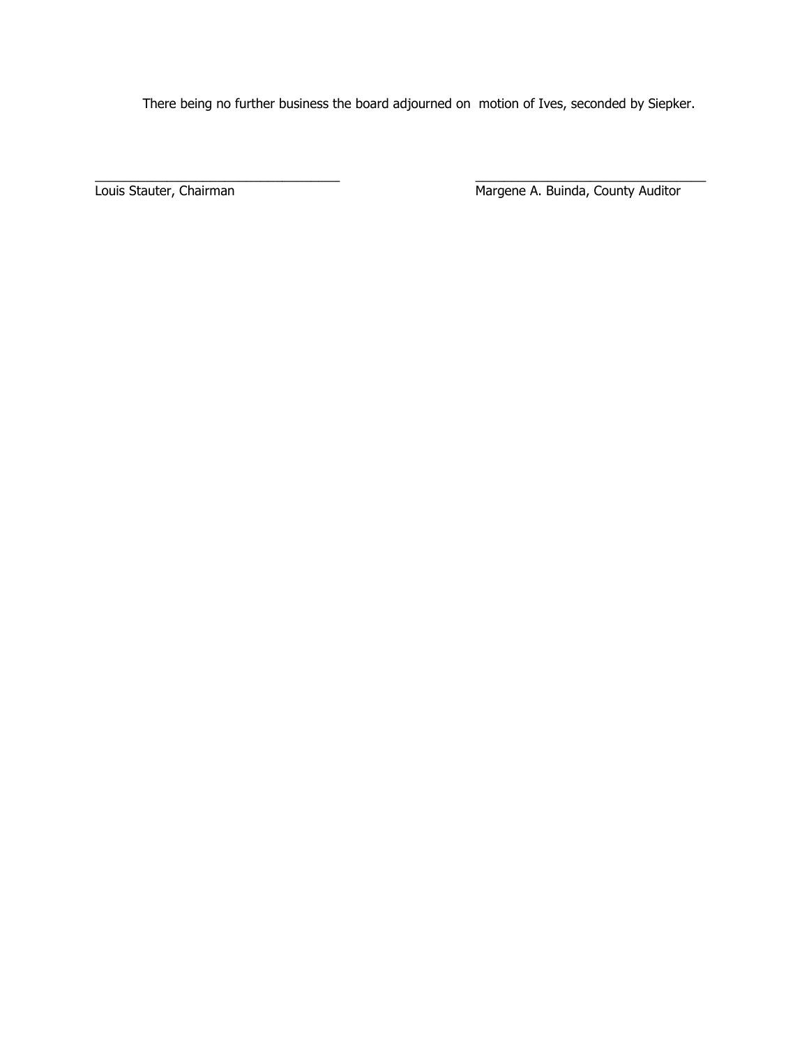There being no further business the board adjourned on motion of Ives, seconded by Siepker.

\_\_\_\_\_\_\_\_\_\_\_\_\_\_\_\_\_\_\_\_\_\_\_\_\_\_\_\_\_\_\_\_\_\_\_
Louis Stauter, Chairman

\_\_\_\_\_\_\_\_\_\_\_\_\_\_\_\_\_\_\_\_\_\_\_\_\_\_\_\_\_\_\_\_\_\_\_
Margene A. Buinda, County Auditor